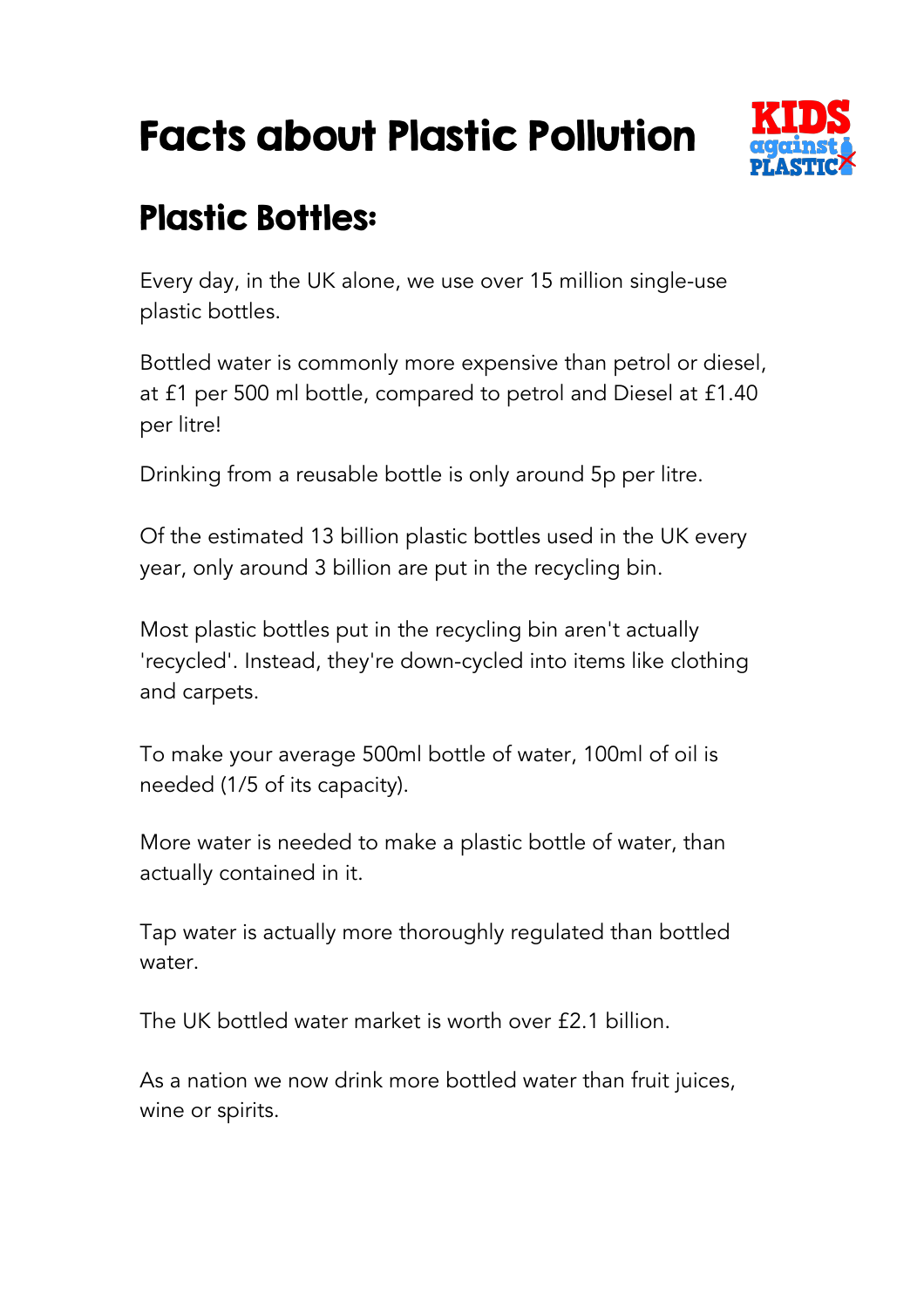# Facts about Plastic Pollution

## Plastic Bottles:

Every day, in the UK alone, we use over 15 million single-use plastic bottles.

Bottled water is commonly more expensive than petrol or diesel, at £1 per 500 ml bottle, compared to petrol and Diesel at £1.40 per litre!

Drinking from a reusable bottle is only around 5p per litre.

Of the estimated 13 billion plastic bottles used in the UK every year, only around 3 billion are put in the recycling bin.

Most plastic bottles put in the recycling bin aren't actually 'recycled'. Instead, they're down-cycled into items like clothing and carpets.

To make your average 500ml bottle of water, 100ml of oil is needed (1/5 of its capacity).

More water is needed to make a plastic bottle of water, than actually contained in it.

Tap water is actually more thoroughly regulated than bottled water.

The UK bottled water market is worth over £2.1 billion.

As a nation we now drink more bottled water than fruit juices, wine or spirits.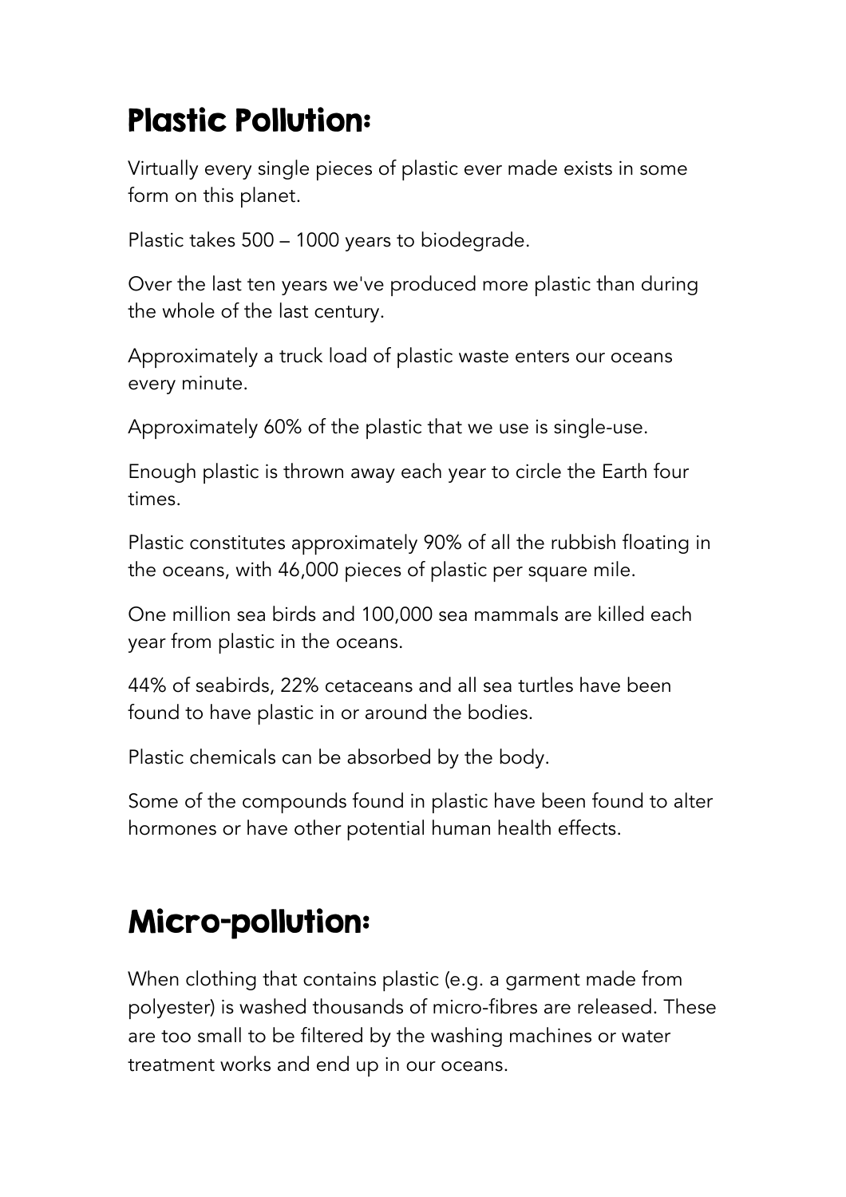## Plastic Pollution:

Virtually every single pieces of plastic ever made exists in some form on this planet.

Plastic takes 500 – 1000 years to biodegrade.

Over the last ten years we've produced more plastic than during the whole of the last century.

Approximately a truck load of plastic waste enters our oceans every minute.

Approximately 60% of the plastic that we use is single-use.

Enough plastic is thrown away each year to circle the Earth four times.

Plastic constitutes approximately 90% of all the rubbish floating in the oceans, with 46,000 pieces of plastic per square mile.

One million sea birds and 100,000 sea mammals are killed each year from plastic in the oceans.

44% of seabirds, 22% cetaceans and all sea turtles have been found to have plastic in or around the bodies.

Plastic chemicals can be absorbed by the body.

Some of the compounds found in plastic have been found to alter hormones or have other potential human health effects.

## Micro-pollution:

When clothing that contains plastic (e.g. a garment made from polyester) is washed thousands of micro-fibres are released. These are too small to be filtered by the washing machines or water treatment works and end up in our oceans.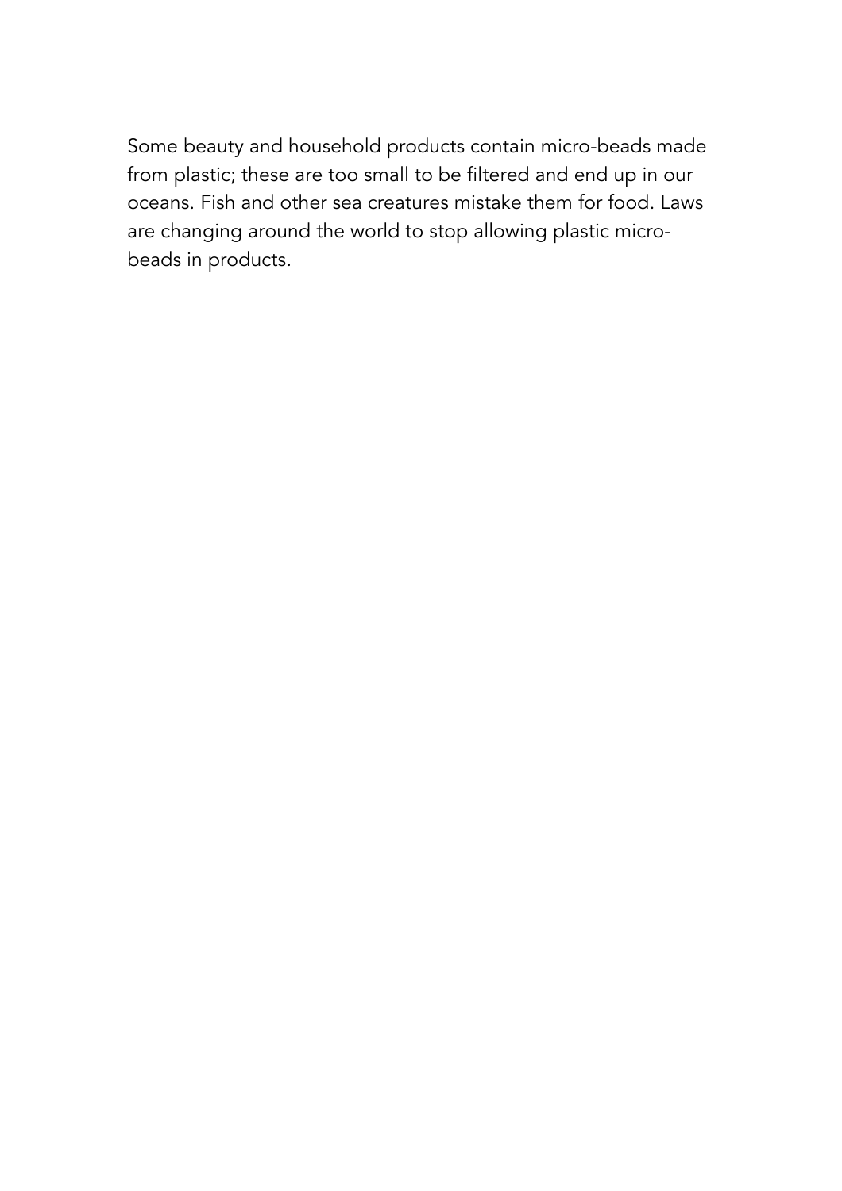Some beauty and household products contain micro-beads made from plastic; these are too small to be filtered and end up in our oceans. Fish and other sea creatures mistake them for food. Laws are changing around the world to stop allowing plastic micro-beads in products.